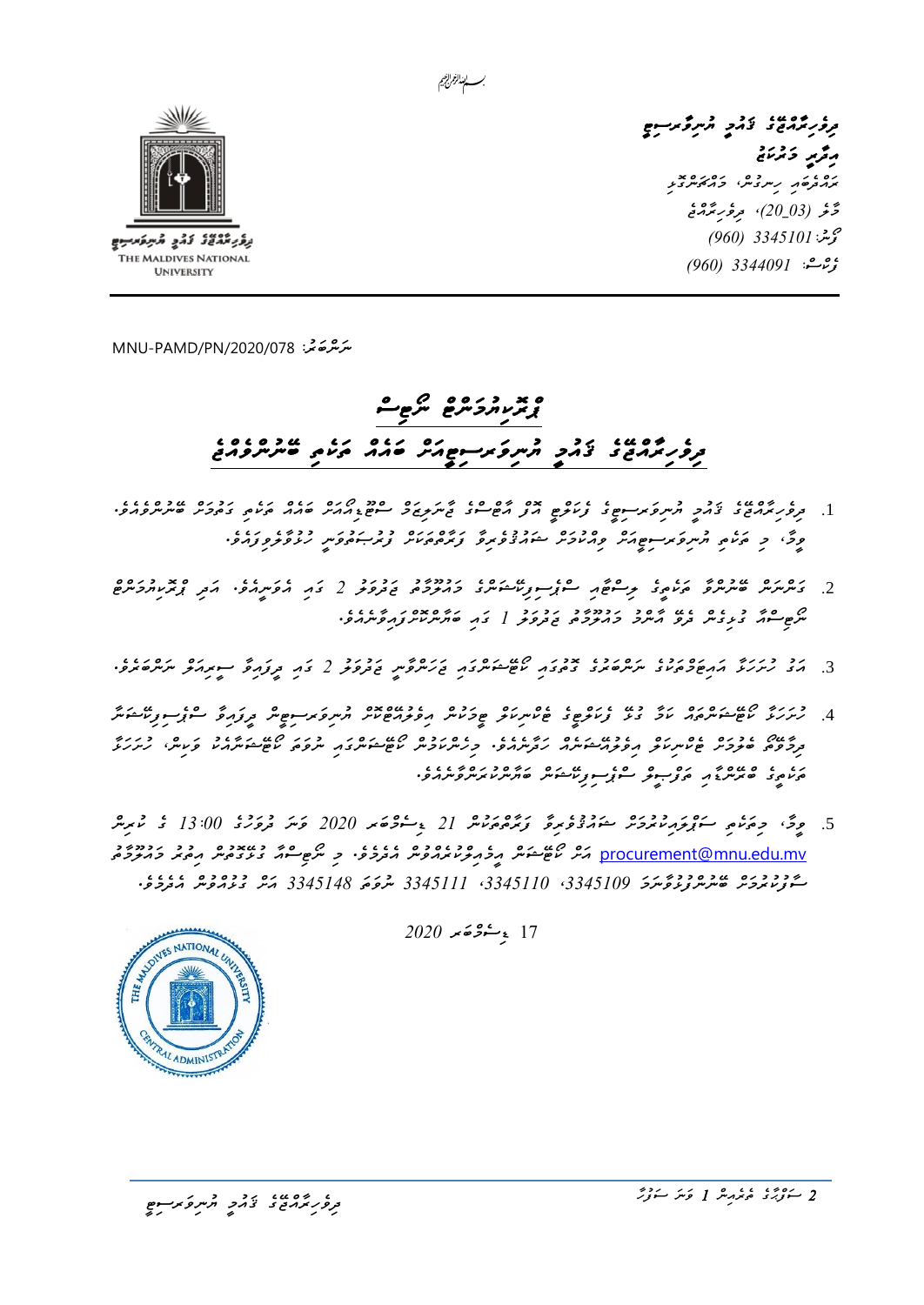بسم الله الرحمن الرحيم

ދިވެހިރާއްޖޭގެ ޤައުމީ ޔުނިވަރސިޓީ
އިދާރީ މަރުކަޒު
ރަހްދެބައި ހިނގުން، މައްޗަންގޮޅި
މާލެ (20_03)، ދިވެހިރާއްޖެ
ފޯން: 3345101 (960)
ފެކްސް: 3344091 (960)

THE MALDIVES NATIONAL UNIVERSITY

ނަންބަރު: MNU-PAMD/PN/2020/078

# ޕްރޮކިއުމަންޓް ނޯޓިސް

## ދިވެހިރާއްޖޭގެ ޤައުމީ ޔުނިވަރސިޓީއަށް ބަޔެއް ތަކެތި ބޭނުންވެއްޖެ

1. ދިވެހިރާއްޖޭގެ ޤައުމީ ޔުނިވަރސިޓީގެ ފެކަލްޓީ އޮފް އާޓްސްގެ ޑިޕާޓްމަންޓް ސްޓޫޑެންޓް ބަޔަކަށް ތަކެތި ގަތުމަށް ބޭނުންވެއްޖެ. މިއާއި ގުޅޭ މަޢުލޫމާތު ހޯދުމަށް ޔުނިވަރސިޓީގެ ވެބްސައިޓް ބަލާލައްވާ.

2. ގަނެދޭން ބޭނުންވާ ތަކެތީގެ ތަފްޞީލާއި ސްޕެސިފިކޭޝަން މިއޮތީ ޖަދުވަލު 2 ގައި ހުށަހަޅާފައެވެ. އަދި ޕްރޮކިއުމަންޓް ނޯޓިސް ބަލައިގަނެ ފުރިހަމަކުރަންވީ ޖަދުވަލު 1 ގައި ބަޔާންކޮށްފައިވާ ގޮތަށެވެ.

3. އަގު ހުށަހަޅާއިރު ނަންބަރާއެކު ޖަދުވަލު 2 ގައި ބަޔާންކޮށްފައިވާ ގޮތަށް ހުށަހަޅަންވާނެއެވެ.

4. ހުށަހަޅާ ކޯޓޭޝަނާއެކު ކަމާ ގުޅޭ ފެކަލްޓީގެ ސެކްޝަން ކޯޑު ހިމެނުމަށް އިލްތިމާސްކުރަން. ޔުނިވަރސިޓީން ދިމާލުވާ ސްޕެސިފިކޭޝަން ދޭހަނުވާނަމަ ކޯޓޭޝަން ހުށަހަޅާ ފަރާތުން މަޢުލޫމާތު ސާފުކުރެއްވުން އެދެމެވެ. ހުށަހަޅާ ކޯޓޭޝަންތަކުގައި ނުވަތަ ތަކެތީގެ ބަޔާން ސްޕެސިފިކޭޝަން ބަލައިގަނެވޭނެއެވެ.

5. މިއާ، މިތަކެތި ސަޕްލައިކުރުމުން ޝައުޤުވެރިވާ ފަރާތްތަކުން 21 ޑިސެމްބަރ 2020 ވަނަ ދުވަހުގެ 13:00 ގެ ކުރިން އަގު ހުށަހަޅުއްވުން އެދެމެވެ. މި ނޯޓިސްއާ ގުޅޭގޮތުން އިތުރު މަޢުލޫމާތު procurement@mnu.edu.mv އަށް ކޮންމެ މެއިލެއް ފޮނުއްވުން، ނުވަތަ 3345109، 3345110، 3345111 ނުވަތަ 3345148 އަށް ގުޅުއްވުން އެދެމެވެ.

17 ޑިސެމްބަރ 2020

THE MALDIVES NATIONAL UNIVERSITY
CENTRAL ADMINISTRATION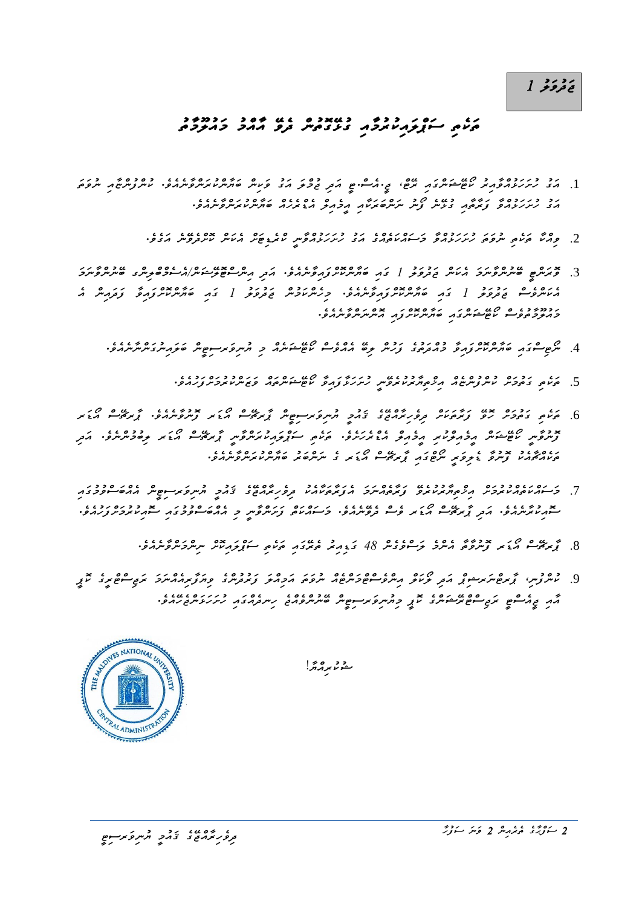**ޖަދުވަލު 1**

# ތަކެތި ސަޕްލައިކުރުމާއި ގުޅޭގޮތުން ދެވޭ އާއްމު މަޢުލޫމާތު

1. އަގު ހުށަހަޅުއްވާއިރު ކޯޓޭޝަންގައި ރޭޓް، ޖީ.އެސް.ޓީ އަދި ޖުމްލަ އަގު ވަކިން ބަޔާންކުރަންވާނެއެވެ. ކޯޓޭޝަނާއި ނުލައި އަގު ހުށަހަޅުއްވާ ފަރާތާއި ގުޅޭނެ ފޯނު ނަންބަރާއި އީމެއިލް އެޑްރެސް ބަޔާންކުރަންވާނެއެވެ.
2. ވިއްކާ ތަކެތި ނުވަތަ ހުށަހަޅާ މަސައްކަތްތަކުގެ އަގު ހުށަހަޅުއްވާނީ ރުފިޔާއިން އެކަން ކަނޑައަޅާ އަގެވެ.
3. ވޮރަންޓީ ބޭނުންވާނަމަ އެކަން ޖަދުވަލު 1 ގައި ބަޔާންކޮށްފައިވާނެއެވެ. އަދި އިންސްޓޯލޭޝަން/އެސެމްބްލިންގ ބޭނުންވާނަމަ އެކަންވެސް ޖަދުވަލު 1 ގައި ބަޔާންކޮށްފައިވާނެއެވެ. މިހެންކަމުން ޖަދުވަލު 1 ގައި ބަޔާންކޮށްފައިވާ ފަދައިން އެ މަޢުލޫމާތުވެސް ކޯޓޭޝަންގައި ބަޔާންކޮށްދޭންވާނެއެވެ.
4. ނޯޓިސްގައި ބަޔާންކޮށްފައިވާ މުއްދަތުގެ ފަހުން ލިބޭ އެއްވެސް ކޯޓޭޝަނެއް މި ޔުނިވަރސިޓީން ބަލައިނުގަންނާނެއެވެ.
5. ތަކެތި ގެނުވަން ކުންފުނިތައް އިޚްތިޔާރުކުރެވޭނީ ހުށަހަޅާފައިވާ ކޯޓޭޝަންތައް ވަޒަންކޮށްގެންނެވެ.
6. ތަކެތި ގެނުވަން ހޯދާ ފަރާތަކަށް ދިވެހިރާއްޖޭގެ ފައިސާ ނިސްބަތްކުރެވޭ ޔުނިވަރސިޓީން ޕާޗޭސް އޯޑަރ ފޮނުވާނެއެވެ. ޕާޗޭސް އޯޑަރ ދޫކުރެވޭ ކޯޓޭޝަން ބަލައިގަތުމަށް ފަހު ކުރިން ބަޔާންކޮށްފައިވާ ތަކެތި ސަޕްލައިކުރަންވާނީ ޕާޗޭސް އޯޑަރ ފޮނުވުމުން. އަދި ތަކެއްޗާއި ގުޅޭ ޑިލިވަރީ ޕާޗޭސް އޯޑަރ ގެ ނަންބަރު ބަޔާންކުރަންވާނެއެވެ.
7. މަސައްކަތުގެ މުއްދަތުގައި ފައިސާ ދެއްކުމުގެ އުސޫލަކީ ދިވެހިރާއްޖޭގެ ޤާނޫނުތަކާއި އުޞޫލުތަކާ އެއްގޮތަށް ޔުނިވަރސިޓީން ހިންގާ ސިޔާސަތުތަކެވެ. އަދި ޕާޗޭސް އޯޑަރ ލިބުމުން ފޮނުވާ ފަރާތްތަކަށް ބަލައިގަތުމުގެ ސިޔާސަތުގައި ބަޔާންކުރެވިފައިވެއެވެ.
8. ޕާޗޭސް އޯޑަރ ދޫކުރާ ތާރީޚުން ފެށިގެން 48 ގަޑިއިރު ތެރޭގައި ތަކެތި ސަޕްލައިކޮށް ނިންމަންވާނެއެވެ.
9. ކުންފުނި، ޕާޓްނަރޝިޕް އަދި ވިޔަފާރި ރަޖިސްޓްރީކުރުމުގެ ސެޓްފިކެޓް ނުވަތަ އަމިއްލަ ވިޔަފާރީގެ ލައިސަންސް ކޮޕީ އާއި ޖީއެސްޓީ ރަޖިސްޓްރޭޝަންގެ ކޮޕީ ޔުނިވަރސިޓީން ބޭނުންވެއްޖެ ހިނދެއްގައި ހުށަހަޅަންވާނެއެވެ.

ޝުކުރިއްޔާ!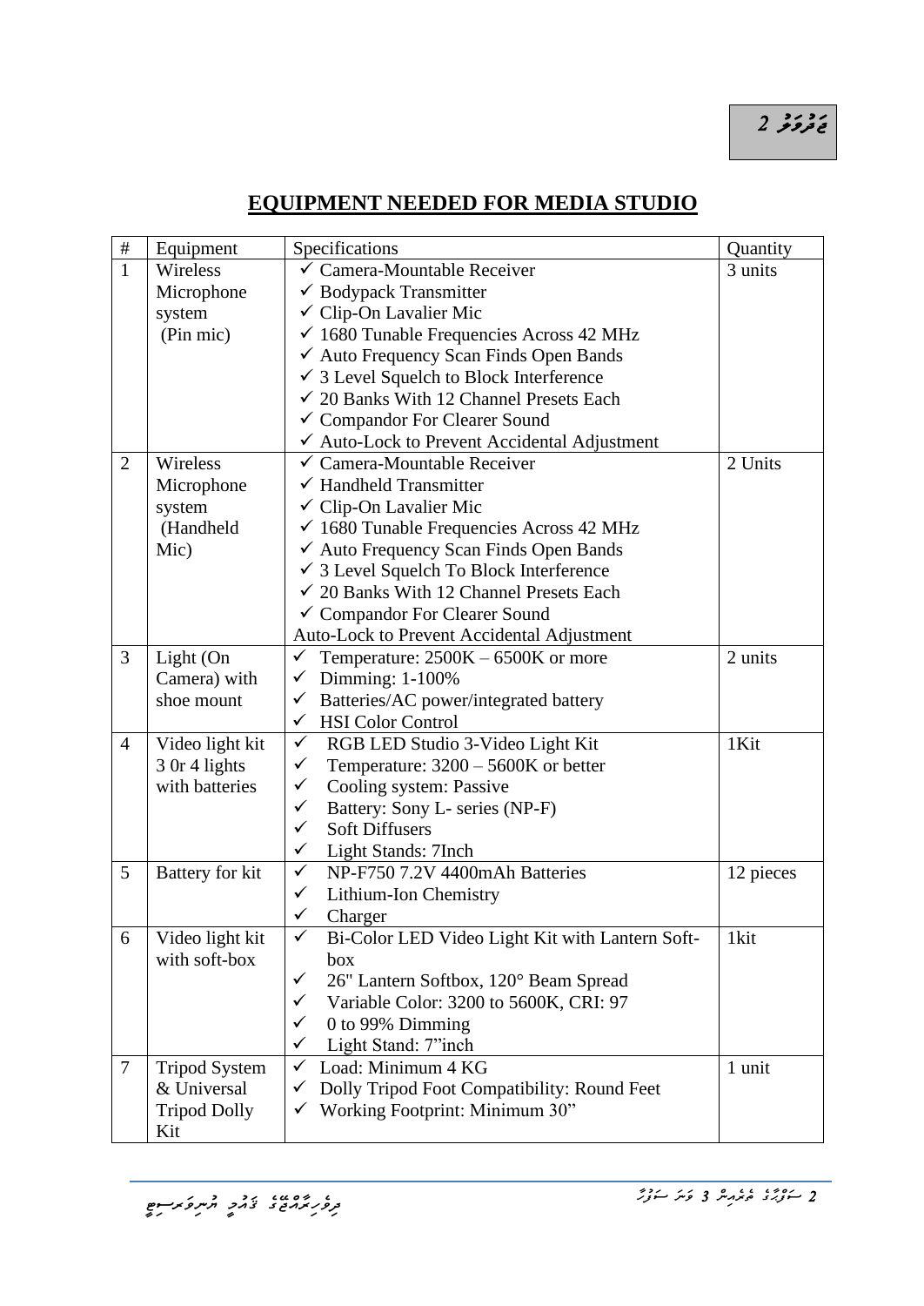ޖަދުވަލު 2

## EQUIPMENT NEEDED FOR MEDIA STUDIO

| # | Equipment | Specifications | Quantity |
|---|---|---|---|
| 1 | Wireless Microphone system (Pin mic) | ✓ Camera-Mountable Receiver<br>✓ Bodypack Transmitter<br>✓ Clip-On Lavalier Mic<br>✓ 1680 Tunable Frequencies Across 42 MHz<br>✓ Auto Frequency Scan Finds Open Bands<br>✓ 3 Level Squelch to Block Interference<br>✓ 20 Banks With 12 Channel Presets Each<br>✓ Compandor For Clearer Sound<br>✓ Auto-Lock to Prevent Accidental Adjustment | 3 units |
| 2 | Wireless Microphone system (Handheld Mic) | ✓ Camera-Mountable Receiver<br>✓ Handheld Transmitter<br>✓ Clip-On Lavalier Mic<br>✓ 1680 Tunable Frequencies Across 42 MHz<br>✓ Auto Frequency Scan Finds Open Bands<br>✓ 3 Level Squelch To Block Interference<br>✓ 20 Banks With 12 Channel Presets Each<br>✓ Compandor For Clearer Sound<br>Auto-Lock to Prevent Accidental Adjustment | 2 Units |
| 3 | Light (On Camera) with shoe mount | ✓ Temperature: 2500K – 6500K or more<br>✓ Dimming: 1-100%<br>✓ Batteries/AC power/integrated battery<br>✓ HSI Color Control | 2 units |
| 4 | Video light kit 3 0r 4 lights with batteries | ✓ RGB LED Studio 3-Video Light Kit<br>✓ Temperature: 3200 – 5600K or better<br>✓ Cooling system: Passive<br>✓ Battery: Sony L- series (NP-F)<br>✓ Soft Diffusers<br>✓ Light Stands: 7Inch | 1Kit |
| 5 | Battery for kit | ✓ NP-F750 7.2V 4400mAh Batteries<br>✓ Lithium-Ion Chemistry<br>✓ Charger | 12 pieces |
| 6 | Video light kit with soft-box | ✓ Bi-Color LED Video Light Kit with Lantern Soft-box<br>✓ 26" Lantern Softbox, 120° Beam Spread<br>✓ Variable Color: 3200 to 5600K, CRI: 97<br>✓ 0 to 99% Dimming<br>✓ Light Stand: 7"inch | 1kit |
| 7 | Tripod System & Universal Tripod Dolly Kit | ✓ Load: Minimum 4 KG<br>✓ Dolly Tripod Foot Compatibility: Round Feet<br>✓ Working Footprint: Minimum 30" | 1 unit |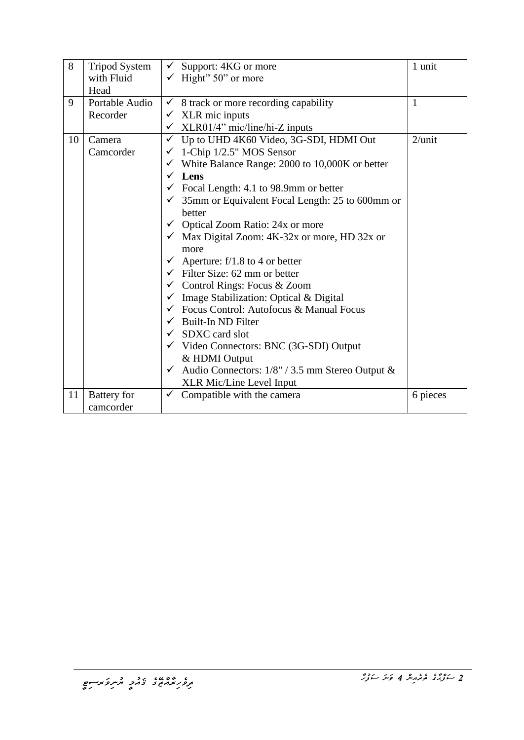| | | | |
|---|---|---|---|
| 8 | Tripod System with Fluid Head | ✓ Support: 4KG or more<br>✓ Hight" 50" or more | 1 unit |
| 9 | Portable Audio Recorder | ✓ 8 track or more recording capability<br>✓ XLR mic inputs<br>✓ XLR01/4" mic/line/hi-Z inputs | 1 |
| 10 | Camera Camcorder | ✓ Up to UHD 4K60 Video, 3G-SDI, HDMI Out<br>✓ 1-Chip 1/2.5" MOS Sensor<br>✓ White Balance Range: 2000 to 10,000K or better<br>✓ **Lens**<br>✓ Focal Length: 4.1 to 98.9mm or better<br>✓ 35mm or Equivalent Focal Length: 25 to 600mm or better<br>✓ Optical Zoom Ratio: 24x or more<br>✓ Max Digital Zoom: 4K-32x or more, HD 32x or more<br>✓ Aperture: f/1.8 to 4 or better<br>✓ Filter Size: 62 mm or better<br>✓ Control Rings: Focus & Zoom<br>✓ Image Stabilization: Optical & Digital<br>✓ Focus Control: Autofocus & Manual Focus<br>✓ Built-In ND Filter<br>✓ SDXC card slot<br>✓ Video Connectors: BNC (3G-SDI) Output & HDMI Output<br>✓ Audio Connectors: 1/8" / 3.5 mm Stereo Output & XLR Mic/Line Level Input | 2/unit |
| 11 | Battery for camcorder | ✓ Compatible with the camera | 6 pieces |